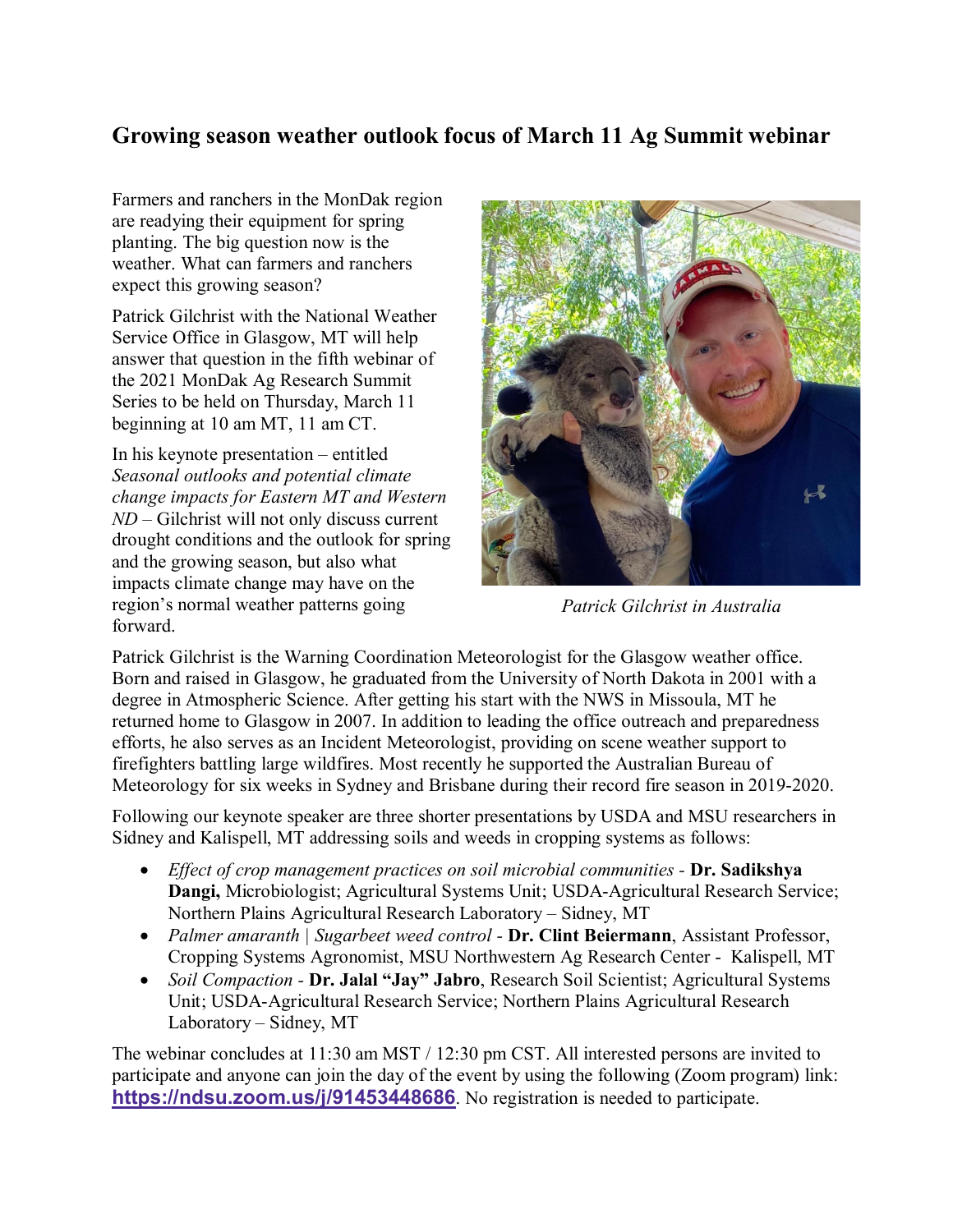# Growing season weather outlook focus of March 11 Ag Summit webinar

Farmers and ranchers in the MonDak region are readying their equipment for spring planting. The big question now is the weather. What can farmers and ranchers expect this growing season?

Patrick Gilchrist with the National Weather Service Office in Glasgow, MT will help answer that question in the fifth webinar of the 2021 MonDak Ag Research Summit Series to be held on Thursday, March 11 beginning at 10 am MT, 11 am CT.

In his keynote presentation – entitled *Seasonal outlooks and potential climate change impacts for Eastern MT and Western ND* – Gilchrist will not only discuss current drought conditions and the outlook for spring and the growing season, but also what impacts climate change may have on the region's normal weather patterns going forward.

*Patrick Gilchrist in Australia*

Patrick Gilchrist is the Warning Coordination Meteorologist for the Glasgow weather office. Born and raised in Glasgow, he graduated from the University of North Dakota in 2001 with a degree in Atmospheric Science. After getting his start with the NWS in Missoula, MT he returned home to Glasgow in 2007. In addition to leading the office outreach and preparedness efforts, he also serves as an Incident Meteorologist, providing on scene weather support to firefighters battling large wildfires. Most recently he supported the Australian Bureau of Meteorology for six weeks in Sydney and Brisbane during their record fire season in 2019-2020.

Following our keynote speaker are three shorter presentations by USDA and MSU researchers in Sidney and Kalispell, MT addressing soils and weeds in cropping systems as follows:

- *Effect of crop management practices on soil microbial communities* - **Dr. Sadikshya Dangi,** Microbiologist; Agricultural Systems Unit; USDA-Agricultural Research Service; Northern Plains Agricultural Research Laboratory – Sidney, MT
- *Palmer amaranth | Sugarbeet weed control* - **Dr. Clint Beiermann**, Assistant Professor, Cropping Systems Agronomist, MSU Northwestern Ag Research Center - Kalispell, MT
- *Soil Compaction* - **Dr. Jalal "Jay" Jabro**, Research Soil Scientist; Agricultural Systems Unit; USDA-Agricultural Research Service; Northern Plains Agricultural Research Laboratory – Sidney, MT

The webinar concludes at 11:30 am MST / 12:30 pm CST. All interested persons are invited to participate and anyone can join the day of the event by using the following (Zoom program) link: https://ndsu.zoom.us/j/91453448686. No registration is needed to participate.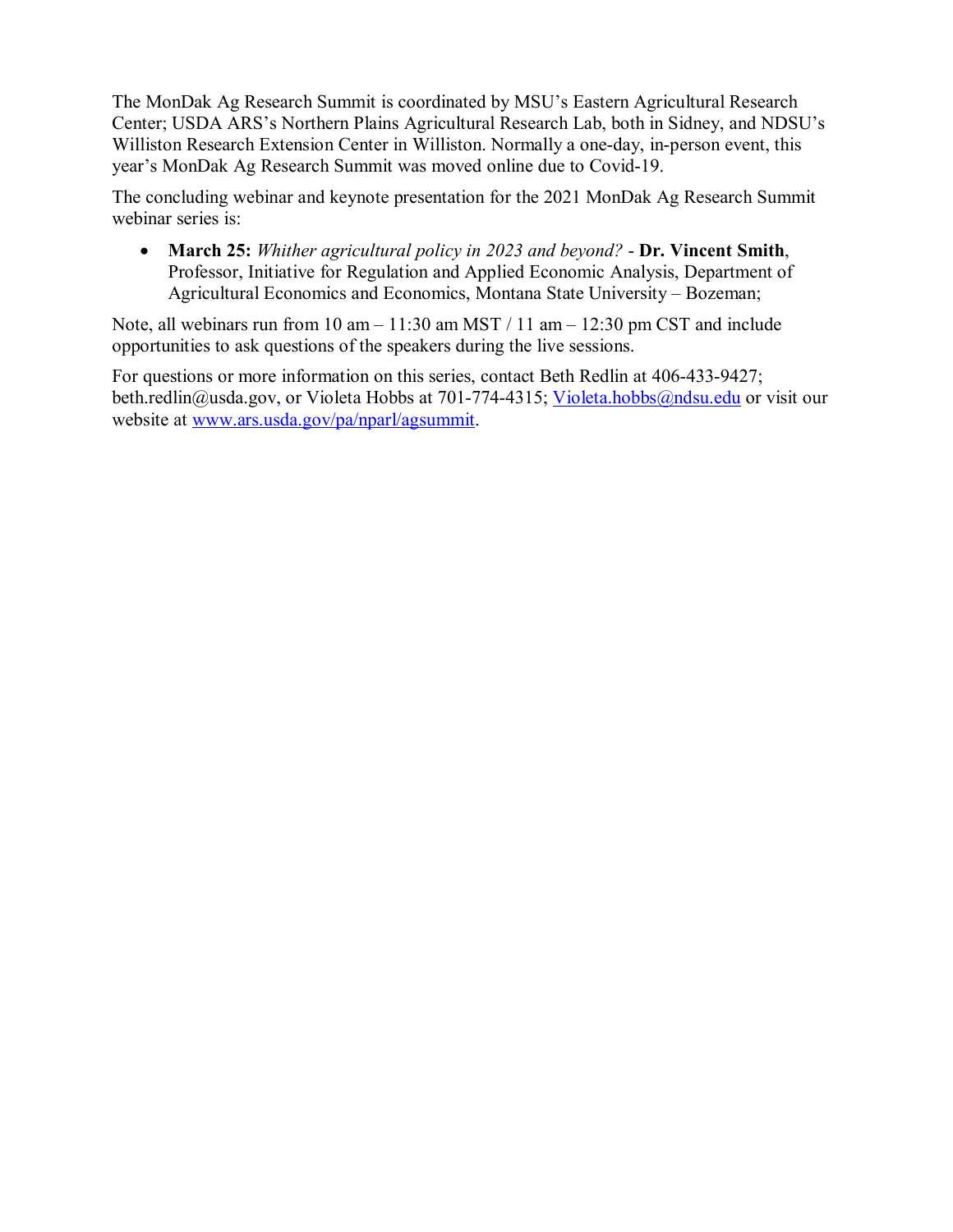The MonDak Ag Research Summit is coordinated by MSU's Eastern Agricultural Research Center; USDA ARS's Northern Plains Agricultural Research Lab, both in Sidney, and NDSU's Williston Research Extension Center in Williston. Normally a one-day, in-person event, this year's MonDak Ag Research Summit was moved online due to Covid-19.

The concluding webinar and keynote presentation for the 2021 MonDak Ag Research Summit webinar series is:

- **March 25:** *Whither agricultural policy in 2023 and beyond?* - **Dr. Vincent Smith**, Professor, Initiative for Regulation and Applied Economic Analysis, Department of Agricultural Economics and Economics, Montana State University – Bozeman;

Note, all webinars run from 10 am – 11:30 am MST / 11 am – 12:30 pm CST and include opportunities to ask questions of the speakers during the live sessions.

For questions or more information on this series, contact Beth Redlin at 406-433-9427; beth.redlin@usda.gov, or Violeta Hobbs at 701-774-4315; [Violeta.hobbs@ndsu.edu](mailto:Violeta.hobbs@ndsu.edu) or visit our website at [www.ars.usda.gov/pa/nparl/agsummit](http://www.ars.usda.gov/pa/nparl/agsummit).